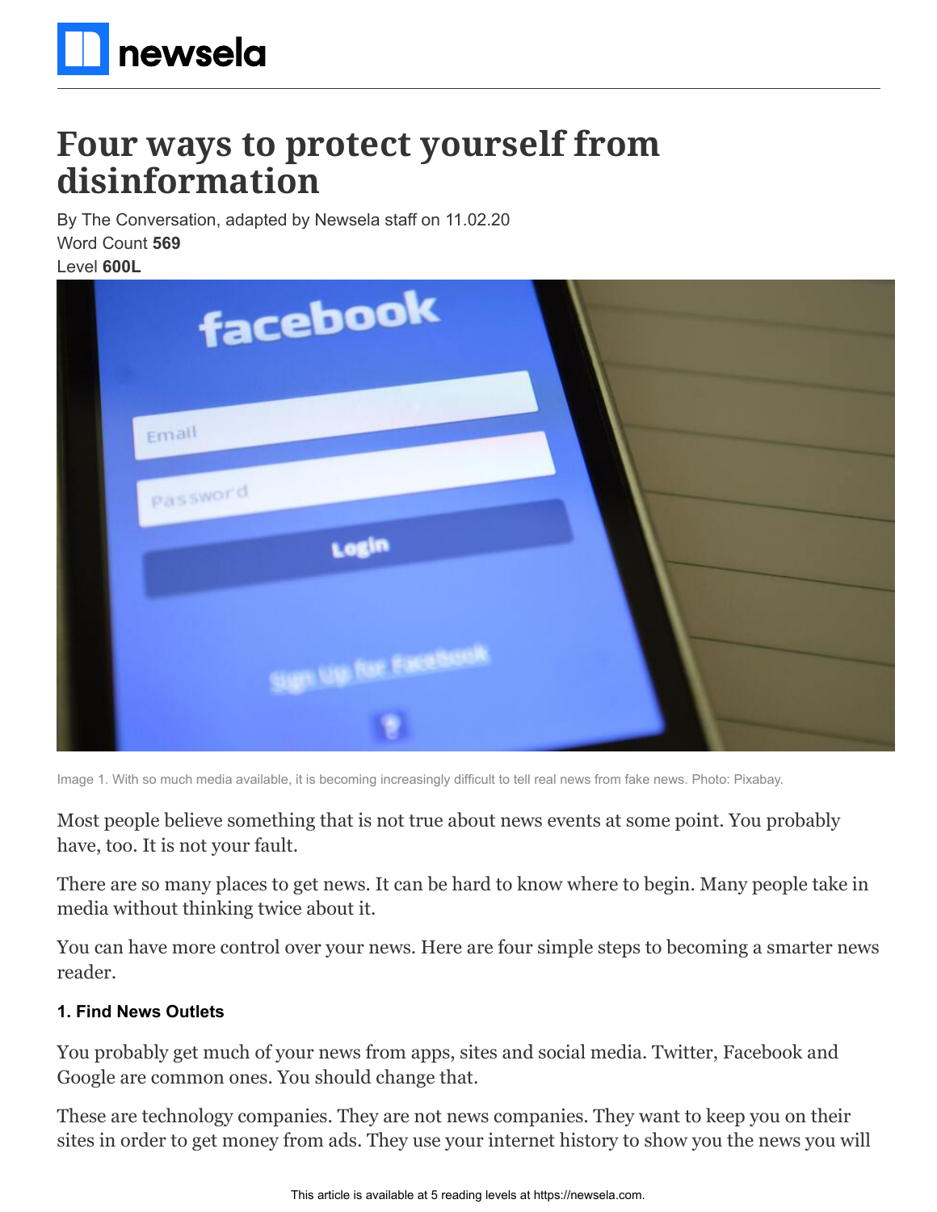# Four ways to protect yourself from disinformation

By The Conversation, adapted by Newsela staff on 11.02.20

Word Count **569**

Level **600L**

Image 1. With so much media available, it is becoming increasingly difficult to tell real news from fake news. Photo: Pixabay.

Most people believe something that is not true about news events at some point. You probably have, too. It is not your fault.

There are so many places to get news. It can be hard to know where to begin. Many people take in media without thinking twice about it.

You can have more control over your news. Here are four simple steps to becoming a smarter news reader.

#### 1. Find News Outlets

You probably get much of your news from apps, sites and social media. Twitter, Facebook and Google are common ones. You should change that.

These are technology companies. They are not news companies. They want to keep you on their sites in order to get money from ads. They use your internet history to show you the news you will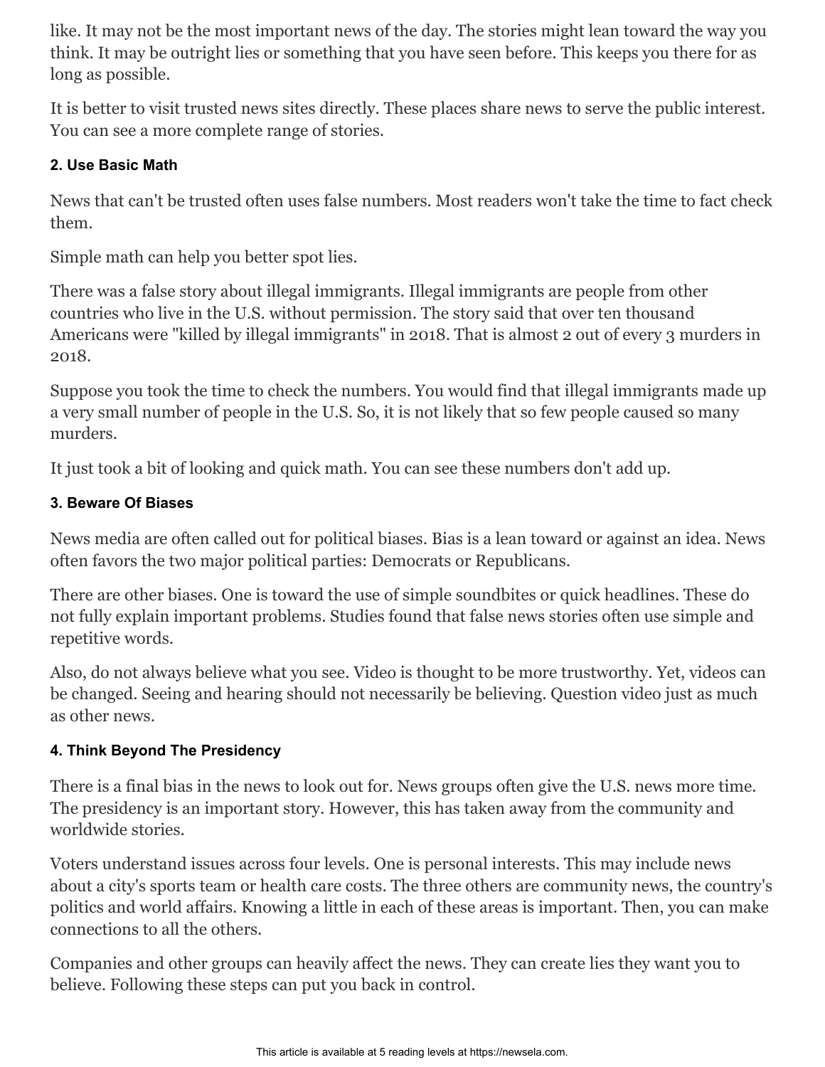like. It may not be the most important news of the day. The stories might lean toward the way you think. It may be outright lies or something that you have seen before. This keeps you there for as long as possible.

It is better to visit trusted news sites directly. These places share news to serve the public interest. You can see a more complete range of stories.

#### 2. Use Basic Math

News that can't be trusted often uses false numbers. Most readers won't take the time to fact check them.

Simple math can help you better spot lies.

There was a false story about illegal immigrants. Illegal immigrants are people from other countries who live in the U.S. without permission. The story said that over ten thousand Americans were "killed by illegal immigrants" in 2018. That is almost 2 out of every 3 murders in 2018.

Suppose you took the time to check the numbers. You would find that illegal immigrants made up a very small number of people in the U.S. So, it is not likely that so few people caused so many murders.

It just took a bit of looking and quick math. You can see these numbers don't add up.

#### 3. Beware Of Biases

News media are often called out for political biases. Bias is a lean toward or against an idea. News often favors the two major political parties: Democrats or Republicans.

There are other biases. One is toward the use of simple soundbites or quick headlines. These do not fully explain important problems. Studies found that false news stories often use simple and repetitive words.

Also, do not always believe what you see. Video is thought to be more trustworthy. Yet, videos can be changed. Seeing and hearing should not necessarily be believing. Question video just as much as other news.

#### 4. Think Beyond The Presidency

There is a final bias in the news to look out for. News groups often give the U.S. news more time. The presidency is an important story. However, this has taken away from the community and worldwide stories.

Voters understand issues across four levels. One is personal interests. This may include news about a city's sports team or health care costs. The three others are community news, the country's politics and world affairs. Knowing a little in each of these areas is important. Then, you can make connections to all the others.

Companies and other groups can heavily affect the news. They can create lies they want you to believe. Following these steps can put you back in control.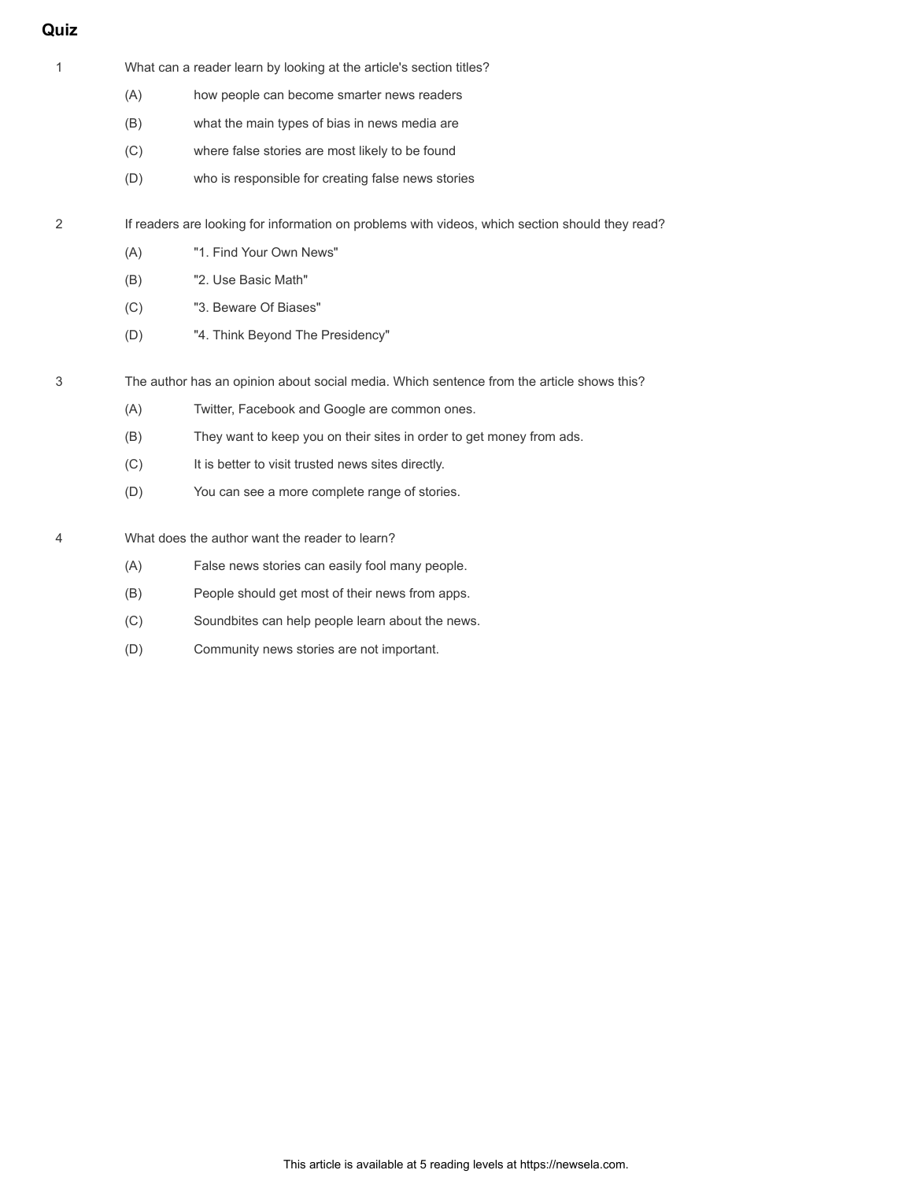## Quiz

1. What can a reader learn by looking at the article's section titles?

   (A) how people can become smarter news readers

   (B) what the main types of bias in news media are

   (C) where false stories are most likely to be found

   (D) who is responsible for creating false news stories

2. If readers are looking for information on problems with videos, which section should they read?

   (A) "1. Find Your Own News"

   (B) "2. Use Basic Math"

   (C) "3. Beware Of Biases"

   (D) "4. Think Beyond The Presidency"

3. The author has an opinion about social media. Which sentence from the article shows this?

   (A) Twitter, Facebook and Google are common ones.

   (B) They want to keep you on their sites in order to get money from ads.

   (C) It is better to visit trusted news sites directly.

   (D) You can see a more complete range of stories.

4. What does the author want the reader to learn?

   (A) False news stories can easily fool many people.

   (B) People should get most of their news from apps.

   (C) Soundbites can help people learn about the news.

   (D) Community news stories are not important.

This article is available at 5 reading levels at https://newsela.com.